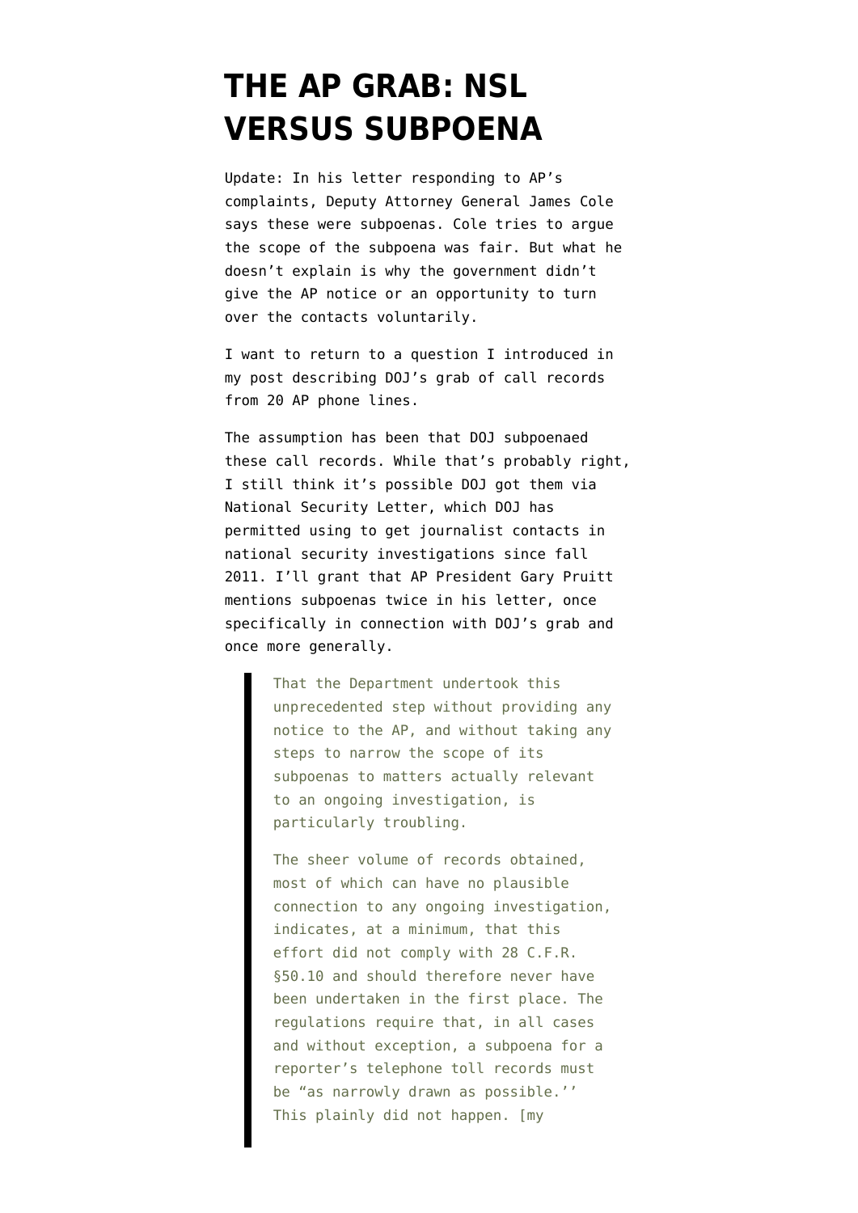# THE AP GRAB: NSL VERSUS SUBPOENA

Update: In his letter responding to AP's complaints, Deputy Attorney General James Cole says these were subpoenas. Cole tries to argue the scope of the subpoena was fair. But what he doesn't explain is why the government didn't give the AP notice or an opportunity to turn over the contacts voluntarily.

I want to return to a question I introduced in my post describing DOJ's grab of call records from 20 AP phone lines.

The assumption has been that DOJ subpoenaed these call records. While that's probably right, I still think it's possible DOJ got them via National Security Letter, which DOJ has permitted using to get journalist contacts in national security investigations since fall 2011. I'll grant that AP President Gary Pruitt mentions subpoenas twice in his letter, once specifically in connection with DOJ's grab and once more generally.

> That the Department undertook this unprecedented step without providing any notice to the AP, and without taking any steps to narrow the scope of its subpoenas to matters actually relevant to an ongoing investigation, is particularly troubling.
>
> The sheer volume of records obtained, most of which can have no plausible connection to any ongoing investigation, indicates, at a minimum, that this effort did not comply with 28 C.F.R. §50.10 and should therefore never have been undertaken in the first place. The regulations require that, in all cases and without exception, a subpoena for a reporter's telephone toll records must be "as narrowly drawn as possible.'' This plainly did not happen. [my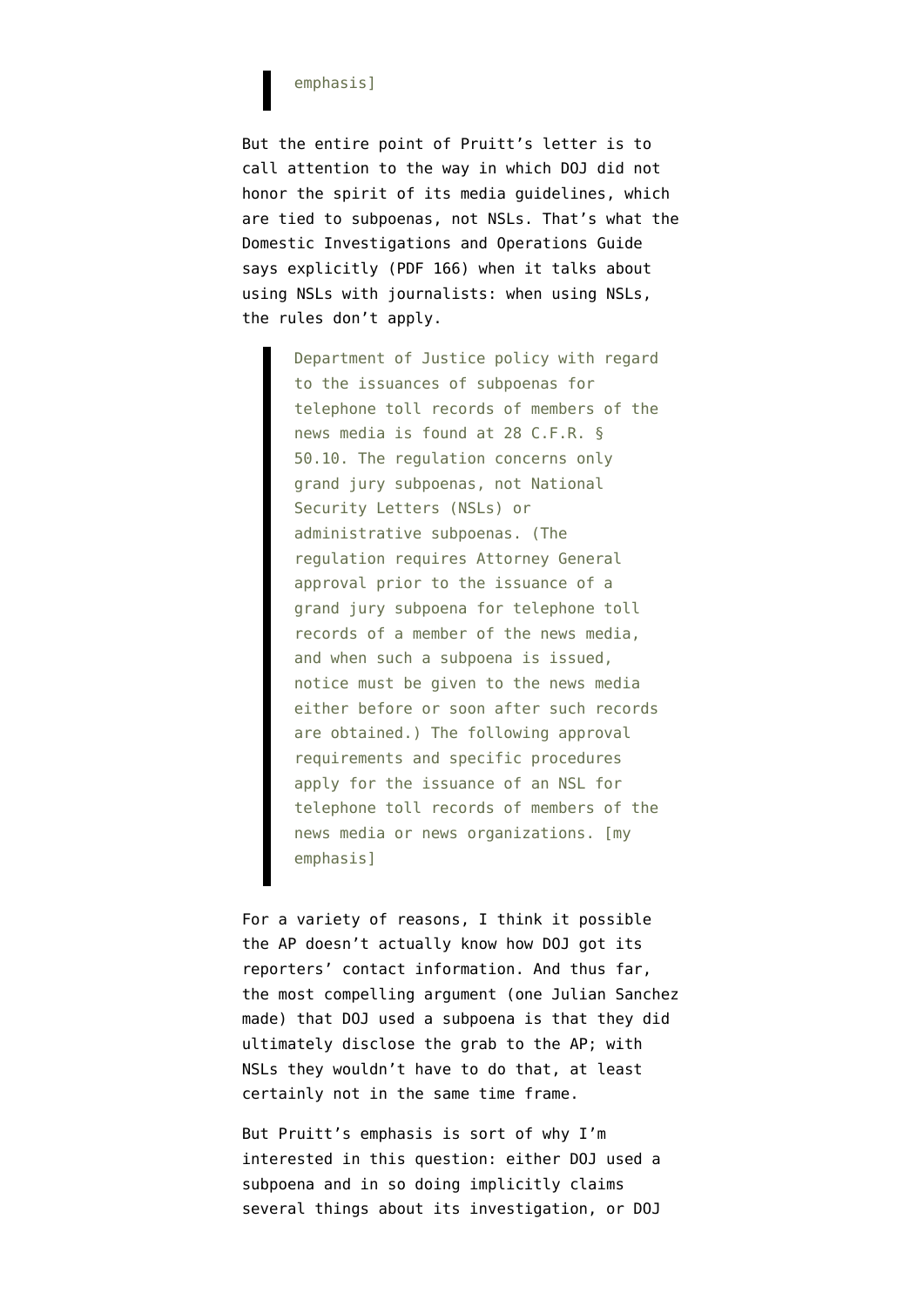> emphasis]

But the entire point of Pruitt's letter is to call attention to the way in which DOJ did not honor the spirit of its media guidelines, which are tied to subpoenas, not NSLs. That's what the Domestic Investigations and Operations Guide says explicitly (PDF 166) when it talks about using NSLs with journalists: when using NSLs, the rules don't apply.

> Department of Justice policy with regard to the issuances of subpoenas for telephone toll records of members of the news media is found at 28 C.F.R. § 50.10. The regulation concerns only grand jury subpoenas, not National Security Letters (NSLs) or administrative subpoenas. (The regulation requires Attorney General approval prior to the issuance of a grand jury subpoena for telephone toll records of a member of the news media, and when such a subpoena is issued, notice must be given to the news media either before or soon after such records are obtained.) The following approval requirements and specific procedures apply for the issuance of an NSL for telephone toll records of members of the news media or news organizations. [my emphasis]

For a variety of reasons, I think it possible the AP doesn't actually know how DOJ got its reporters' contact information. And thus far, the most compelling argument (one Julian Sanchez made) that DOJ used a subpoena is that they did ultimately disclose the grab to the AP; with NSLs they wouldn't have to do that, at least certainly not in the same time frame.

But Pruitt's emphasis is sort of why I'm interested in this question: either DOJ used a subpoena and in so doing implicitly claims several things about its investigation, or DOJ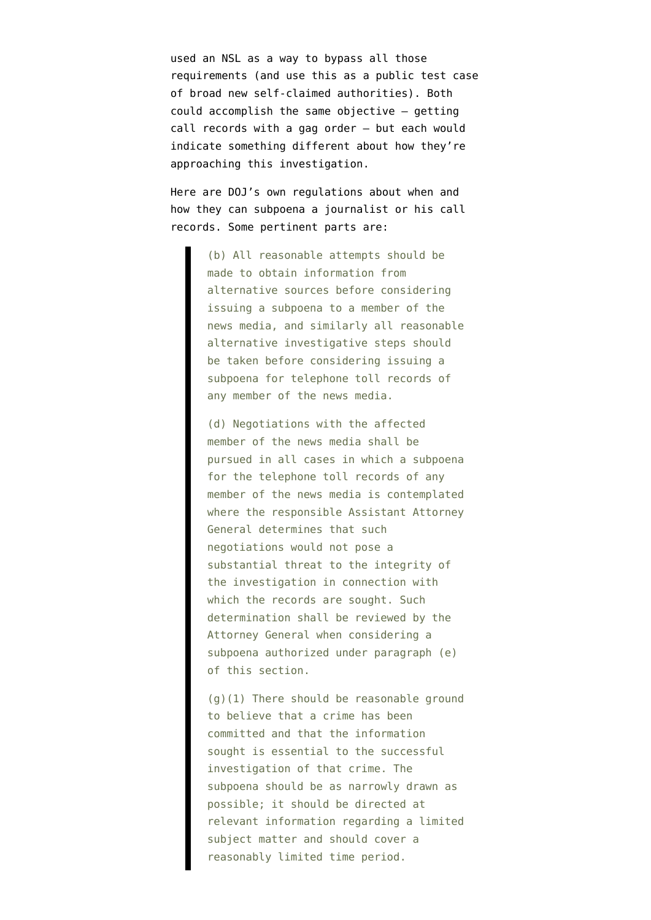used an NSL as a way to bypass all those requirements (and use this as a public test case of broad new self-claimed authorities). Both could accomplish the same objective – getting call records with a gag order – but each would indicate something different about how they're approaching this investigation.

Here are DOJ's own regulations about when and how they can subpoena a journalist or his call records. Some pertinent parts are:

> (b) All reasonable attempts should be made to obtain information from alternative sources before considering issuing a subpoena to a member of the news media, and similarly all reasonable alternative investigative steps should be taken before considering issuing a subpoena for telephone toll records of any member of the news media.
>
> (d) Negotiations with the affected member of the news media shall be pursued in all cases in which a subpoena for the telephone toll records of any member of the news media is contemplated where the responsible Assistant Attorney General determines that such negotiations would not pose a substantial threat to the integrity of the investigation in connection with which the records are sought. Such determination shall be reviewed by the Attorney General when considering a subpoena authorized under paragraph (e) of this section.
>
> (g)(1) There should be reasonable ground to believe that a crime has been committed and that the information sought is essential to the successful investigation of that crime. The subpoena should be as narrowly drawn as possible; it should be directed at relevant information regarding a limited subject matter and should cover a reasonably limited time period.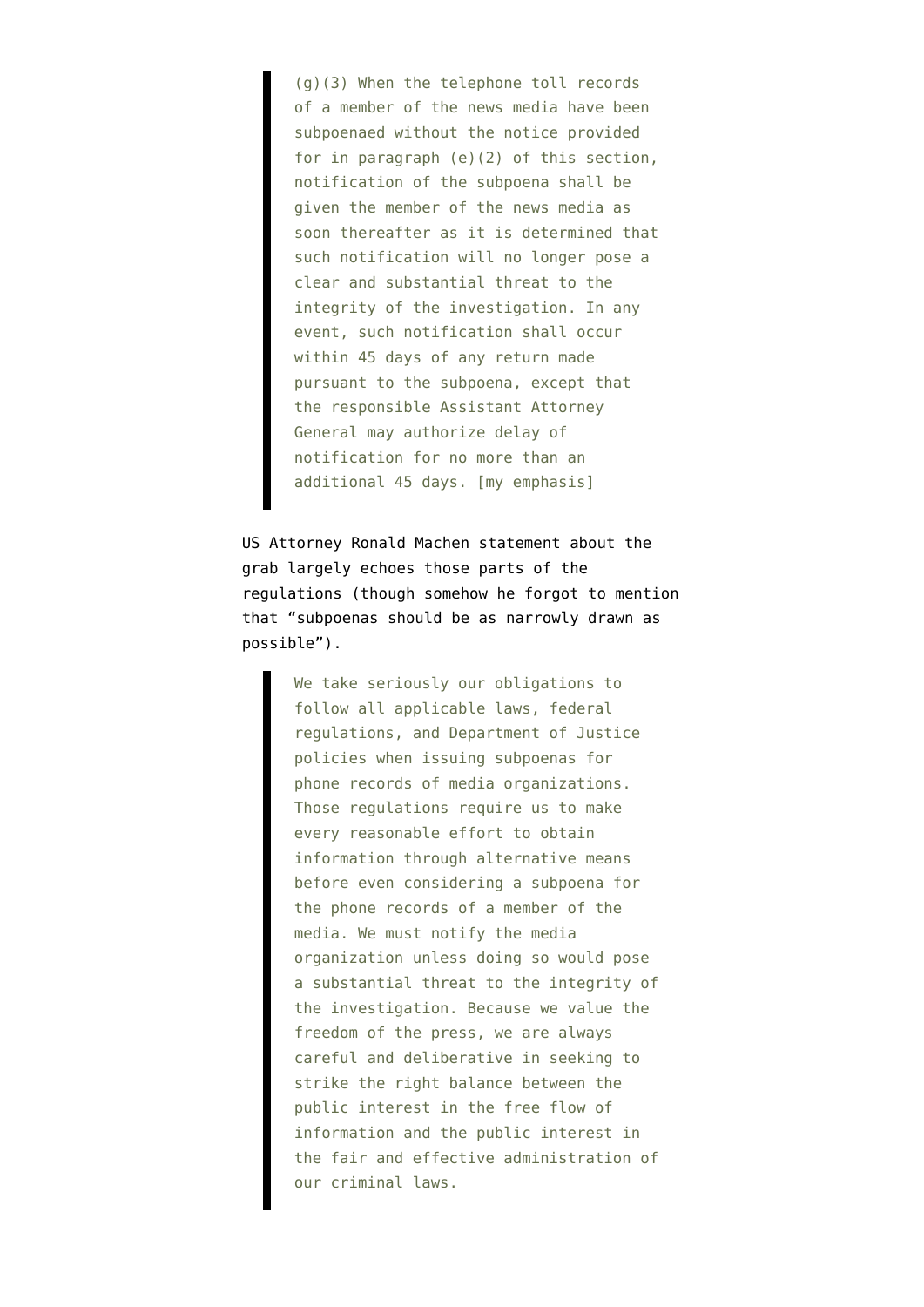> (g)(3) When the telephone toll records of a member of the news media have been subpoenaed without the notice provided for in paragraph (e)(2) of this section, notification of the subpoena shall be given the member of the news media as soon thereafter as it is determined that such notification will no longer pose a clear and substantial threat to the integrity of the investigation. In any event, such notification shall occur within 45 days of any return made pursuant to the subpoena, except that the responsible Assistant Attorney General may authorize delay of notification for no more than an additional 45 days. [my emphasis]

US Attorney Ronald Machen statement about the grab largely echoes those parts of the regulations (though somehow he forgot to mention that "subpoenas should be as narrowly drawn as possible").

> We take seriously our obligations to follow all applicable laws, federal regulations, and Department of Justice policies when issuing subpoenas for phone records of media organizations. Those regulations require us to make every reasonable effort to obtain information through alternative means before even considering a subpoena for the phone records of a member of the media. We must notify the media organization unless doing so would pose a substantial threat to the integrity of the investigation. Because we value the freedom of the press, we are always careful and deliberative in seeking to strike the right balance between the public interest in the free flow of information and the public interest in the fair and effective administration of our criminal laws.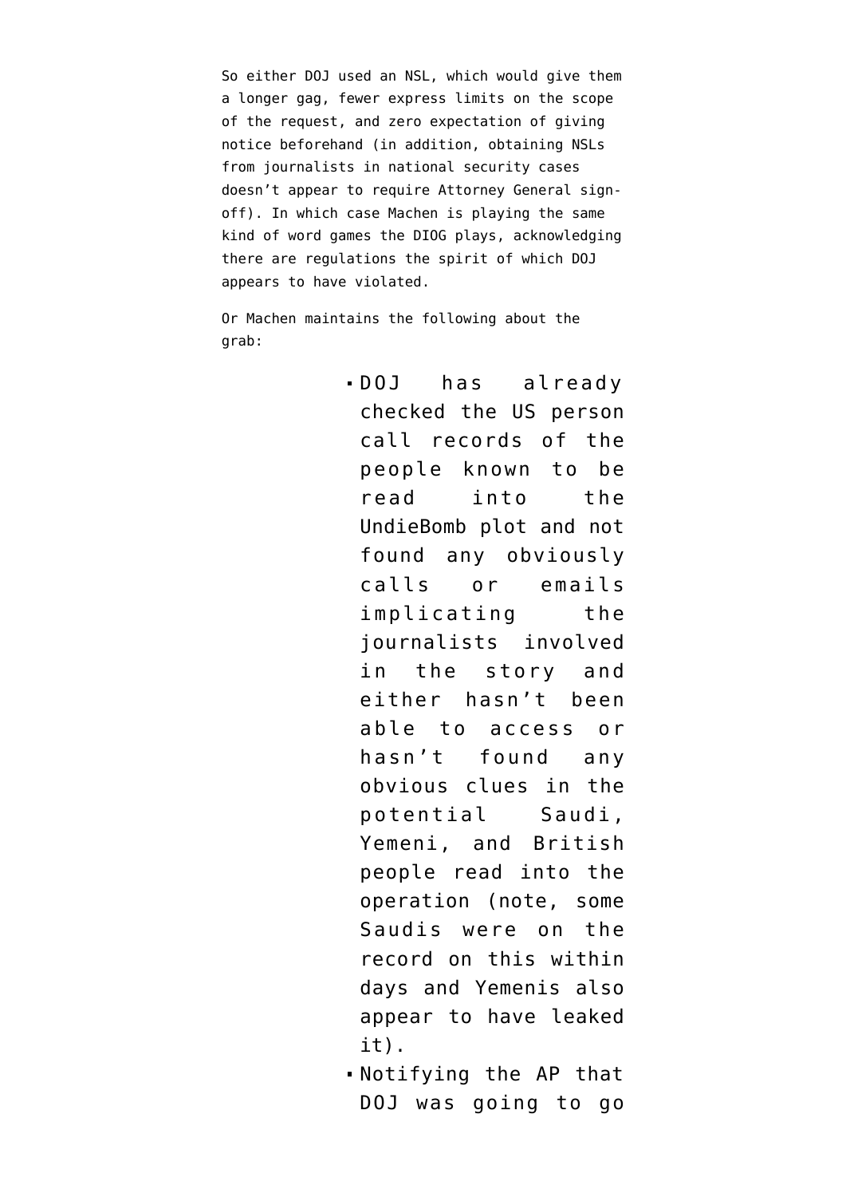So either DOJ used an NSL, which would give them a longer gag, fewer express limits on the scope of the request, and zero expectation of giving notice beforehand (in addition, obtaining NSLs from journalists in national security cases doesn't appear to require Attorney General sign-off). In which case Machen is playing the same kind of word games the DIOG plays, acknowledging there are regulations the spirit of which DOJ appears to have violated.

Or Machen maintains the following about the grab:

- DOJ has already checked the US person call records of the people known to be read into the UndieBomb plot and not found any obviously calls or emails implicating the journalists involved in the story and either hasn't been able to access or hasn't found any obvious clues in the potential Saudi, Yemeni, and British people read into the operation (note, some Saudis were on the record on this within days and Yemenis also appear to have leaked it).
- Notifying the AP that DOJ was going to go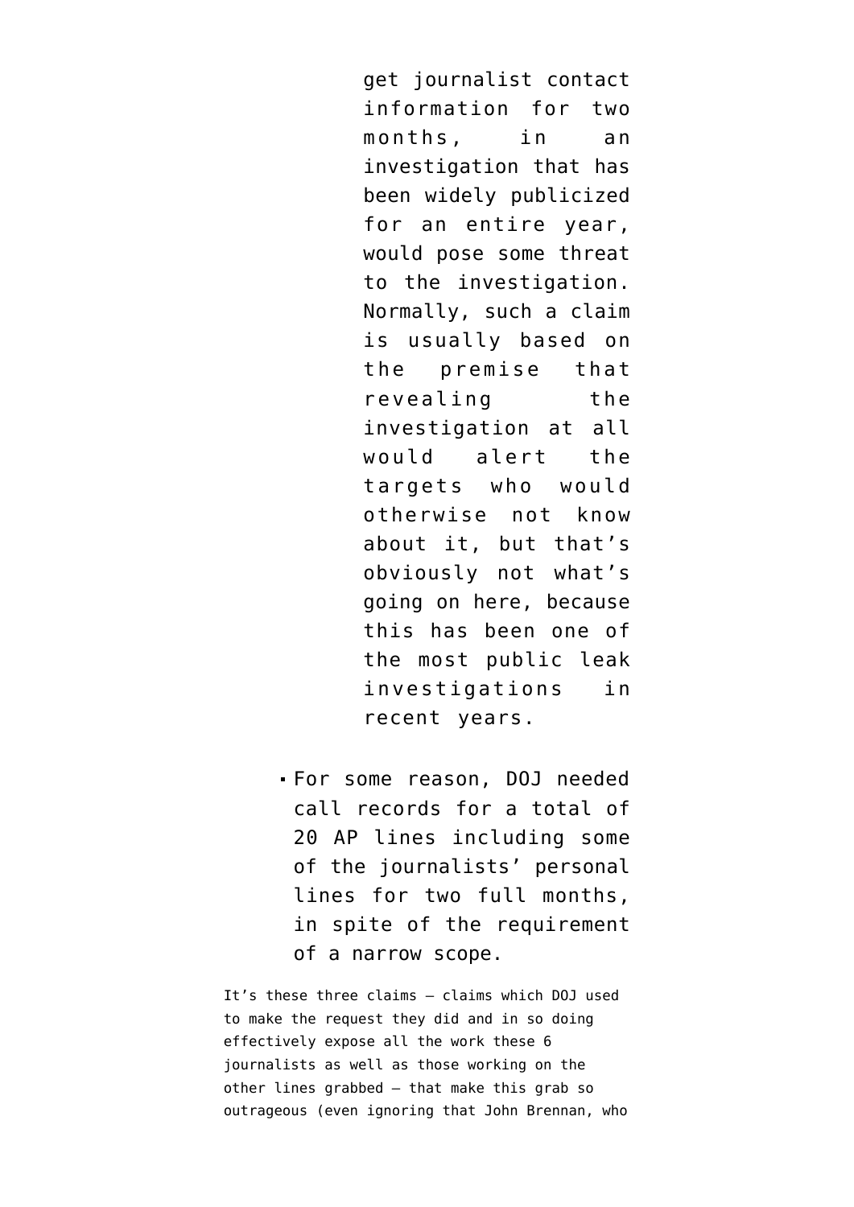get journalist contact information for two months, in an investigation that has been widely publicized for an entire year, would pose some threat to the investigation. Normally, such a claim is usually based on the premise that revealing the investigation at all would alert the targets who would otherwise not know about it, but that's obviously not what's going on here, because this has been one of the most public leak investigations in recent years.

- For some reason, DOJ needed call records for a total of 20 AP lines including some of the journalists' personal lines for two full months, in spite of the requirement of a narrow scope.

It's these three claims — claims which DOJ used to make the request they did and in so doing effectively expose all the work these 6 journalists as well as those working on the other lines grabbed — that make this grab so outrageous (even ignoring that John Brennan, who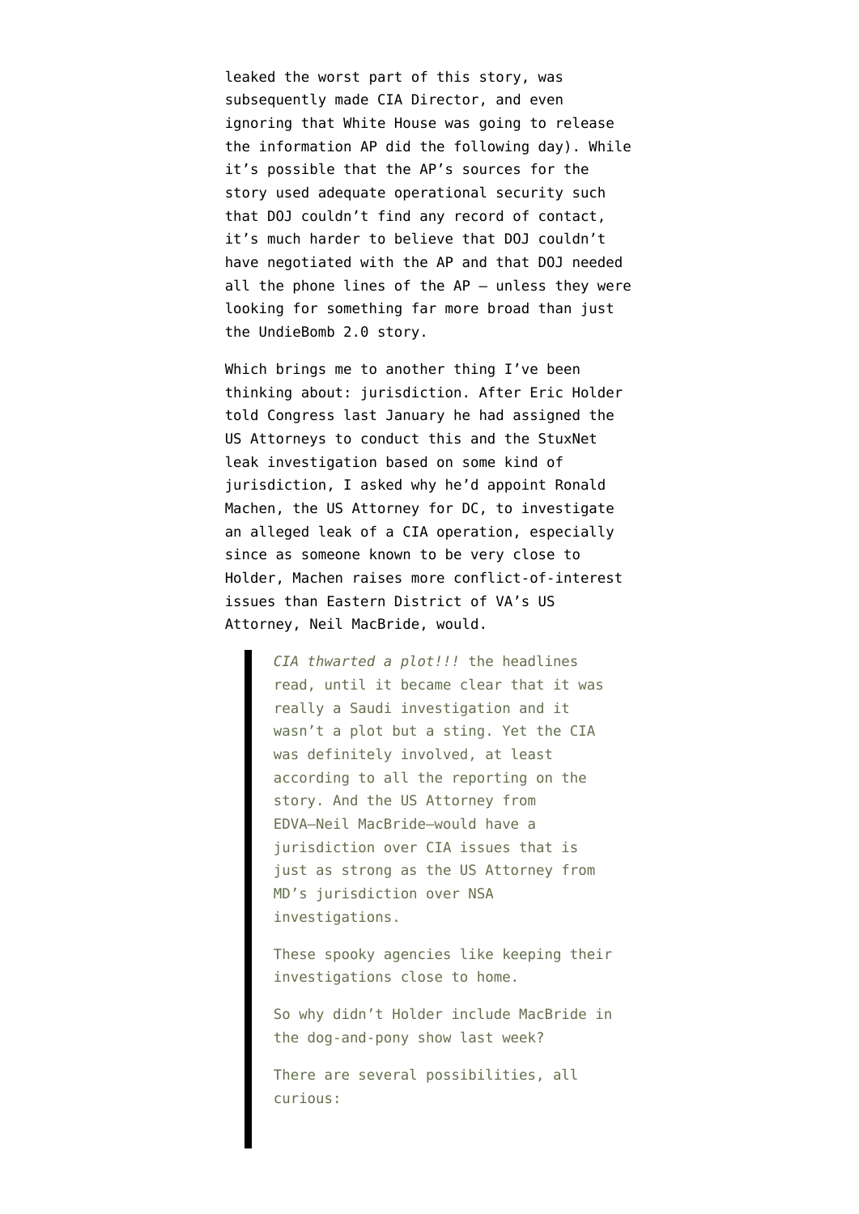leaked the worst part of this story, was subsequently made CIA Director, and even ignoring that White House was going to release the information AP did the following day). While it's possible that the AP's sources for the story used adequate operational security such that DOJ couldn't find any record of contact, it's much harder to believe that DOJ couldn't have negotiated with the AP and that DOJ needed all the phone lines of the AP — unless they were looking for something far more broad than just the UndieBomb 2.0 story.

Which brings me to another thing I've been thinking about: jurisdiction. After Eric Holder told Congress last January he had assigned the US Attorneys to conduct this and the StuxNet leak investigation based on some kind of jurisdiction, I asked why he'd appoint Ronald Machen, the US Attorney for DC, to investigate an alleged leak of a CIA operation, especially since as someone known to be very close to Holder, Machen raises more conflict-of-interest issues than Eastern District of VA's US Attorney, Neil MacBride, would.

> *CIA thwarted a plot!!!* the headlines read, until it became clear that it was really a Saudi investigation and it wasn't a plot but a sting. Yet the CIA was definitely involved, at least according to all the reporting on the story. And the US Attorney from EDVA—Neil MacBride—would have a jurisdiction over CIA issues that is just as strong as the US Attorney from MD's jurisdiction over NSA investigations.
>
> These spooky agencies like keeping their investigations close to home.
>
> So why didn't Holder include MacBride in the dog-and-pony show last week?
>
> There are several possibilities, all curious: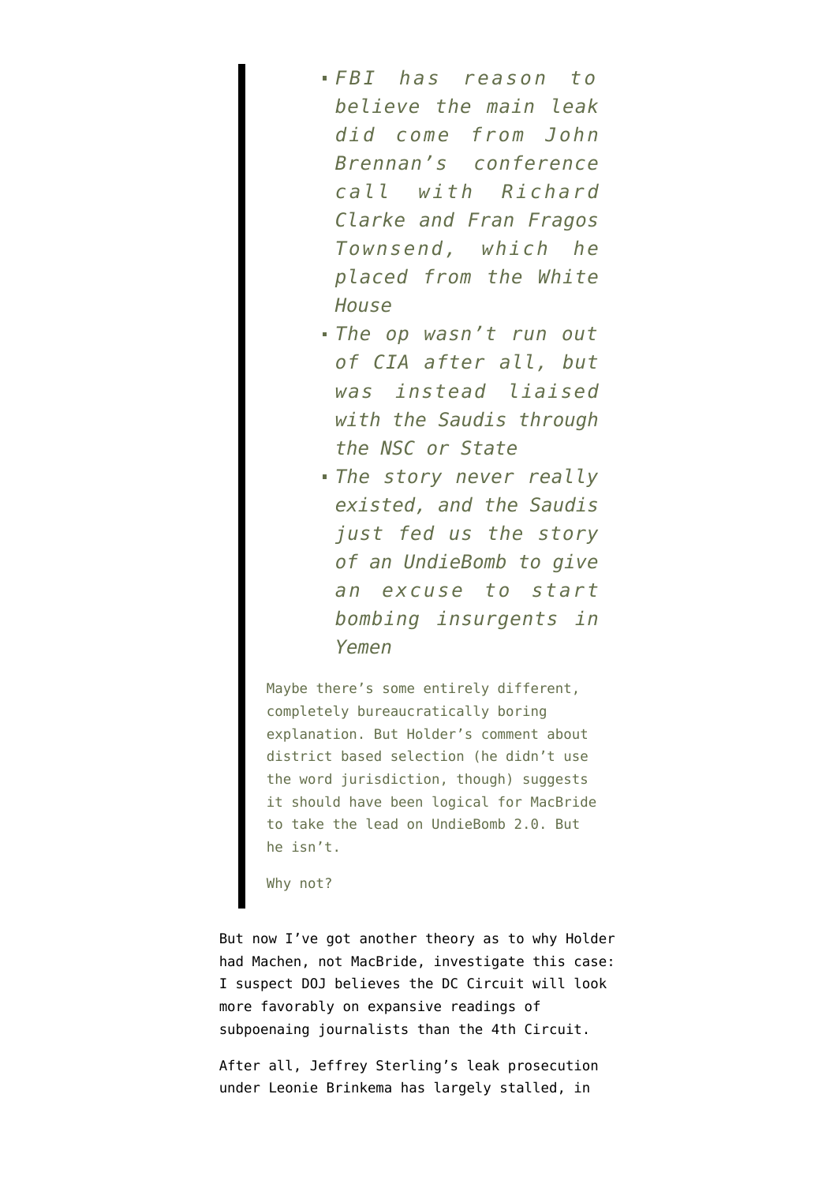> - *FBI has reason to believe the main leak did come from John Brennan's conference call with Richard Clarke and Fran Fragos Townsend, which he placed from the White House*
> - *The op wasn't run out of CIA after all, but was instead liaised with the Saudis through the NSC or State*
> - *The story never really existed, and the Saudis just fed us the story of an UndieBomb to give an excuse to start bombing insurgents in Yemen*
>
> Maybe there's some entirely different, completely bureaucratically boring explanation. But Holder's comment about district based selection (he didn't use the word jurisdiction, though) suggests it should have been logical for MacBride to take the lead on UndieBomb 2.0. But he isn't.
>
> Why not?

But now I've got another theory as to why Holder had Machen, not MacBride, investigate this case: I suspect DOJ believes the DC Circuit will look more favorably on expansive readings of subpoenaing journalists than the 4th Circuit.

After all, Jeffrey Sterling's leak prosecution under Leonie Brinkema has largely stalled, in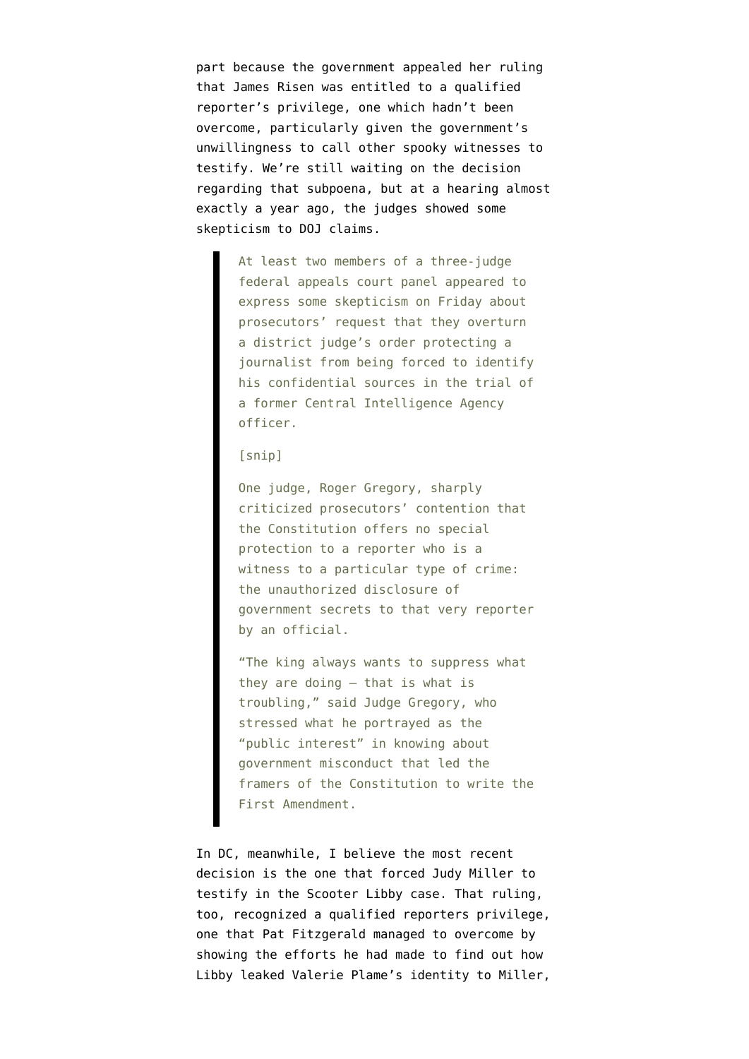part because the government appealed her ruling that James Risen was entitled to a qualified reporter's privilege, one which hadn't been overcome, particularly given the government's unwillingness to call other spooky witnesses to testify. We're still waiting on the decision regarding that subpoena, but at a hearing almost exactly a year ago, the judges showed some skepticism to DOJ claims.

> At least two members of a three-judge federal appeals court panel appeared to express some skepticism on Friday about prosecutors' request that they overturn a district judge's order protecting a journalist from being forced to identify his confidential sources in the trial of a former Central Intelligence Agency officer.
>
> [snip]
>
> One judge, Roger Gregory, sharply criticized prosecutors' contention that the Constitution offers no special protection to a reporter who is a witness to a particular type of crime: the unauthorized disclosure of government secrets to that very reporter by an official.
>
> "The king always wants to suppress what they are doing — that is what is troubling," said Judge Gregory, who stressed what he portrayed as the "public interest" in knowing about government misconduct that led the framers of the Constitution to write the First Amendment.

In DC, meanwhile, I believe the most recent decision is the one that forced Judy Miller to testify in the Scooter Libby case. That ruling, too, recognized a qualified reporters privilege, one that Pat Fitzgerald managed to overcome by showing the efforts he had made to find out how Libby leaked Valerie Plame's identity to Miller,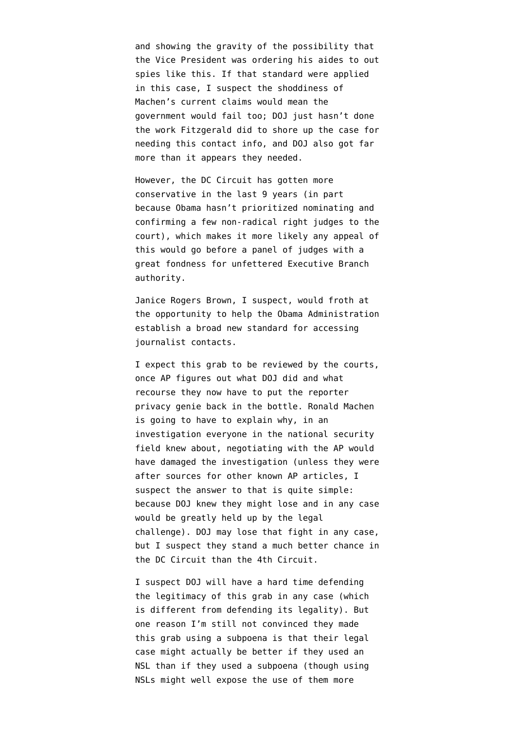and showing the gravity of the possibility that the Vice President was ordering his aides to out spies like this. If that standard were applied in this case, I suspect the shoddiness of Machen's current claims would mean the government would fail too; DOJ just hasn't done the work Fitzgerald did to shore up the case for needing this contact info, and DOJ also got far more than it appears they needed.

However, the DC Circuit has gotten more conservative in the last 9 years (in part because Obama hasn't prioritized nominating and confirming a few non-radical right judges to the court), which makes it more likely any appeal of this would go before a panel of judges with a great fondness for unfettered Executive Branch authority.

Janice Rogers Brown, I suspect, would froth at the opportunity to help the Obama Administration establish a broad new standard for accessing journalist contacts.

I expect this grab to be reviewed by the courts, once AP figures out what DOJ did and what recourse they now have to put the reporter privacy genie back in the bottle. Ronald Machen is going to have to explain why, in an investigation everyone in the national security field knew about, negotiating with the AP would have damaged the investigation (unless they were after sources for other known AP articles, I suspect the answer to that is quite simple: because DOJ knew they might lose and in any case would be greatly held up by the legal challenge). DOJ may lose that fight in any case, but I suspect they stand a much better chance in the DC Circuit than the 4th Circuit.

I suspect DOJ will have a hard time defending the legitimacy of this grab in any case (which is different from defending its legality). But one reason I'm still not convinced they made this grab using a subpoena is that their legal case might actually be better if they used an NSL than if they used a subpoena (though using NSLs might well expose the use of them more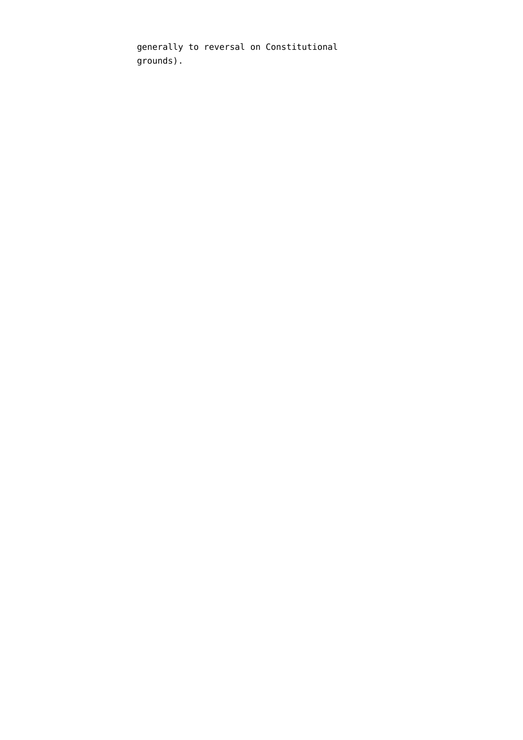generally to reversal on Constitutional grounds).